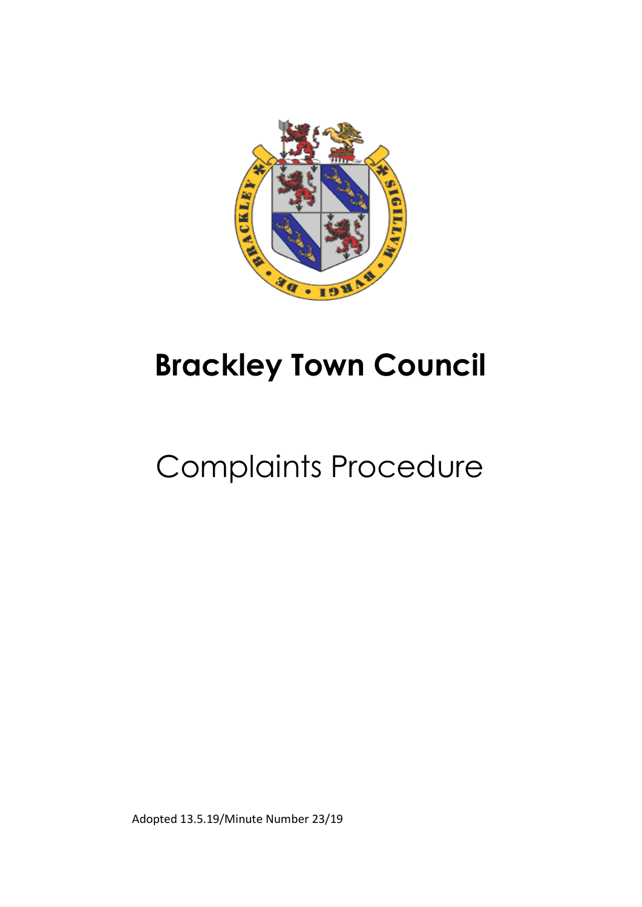# Brackley Town Council

## Complaints Procedure

Adopted 13.5.19/Minute Number 23/19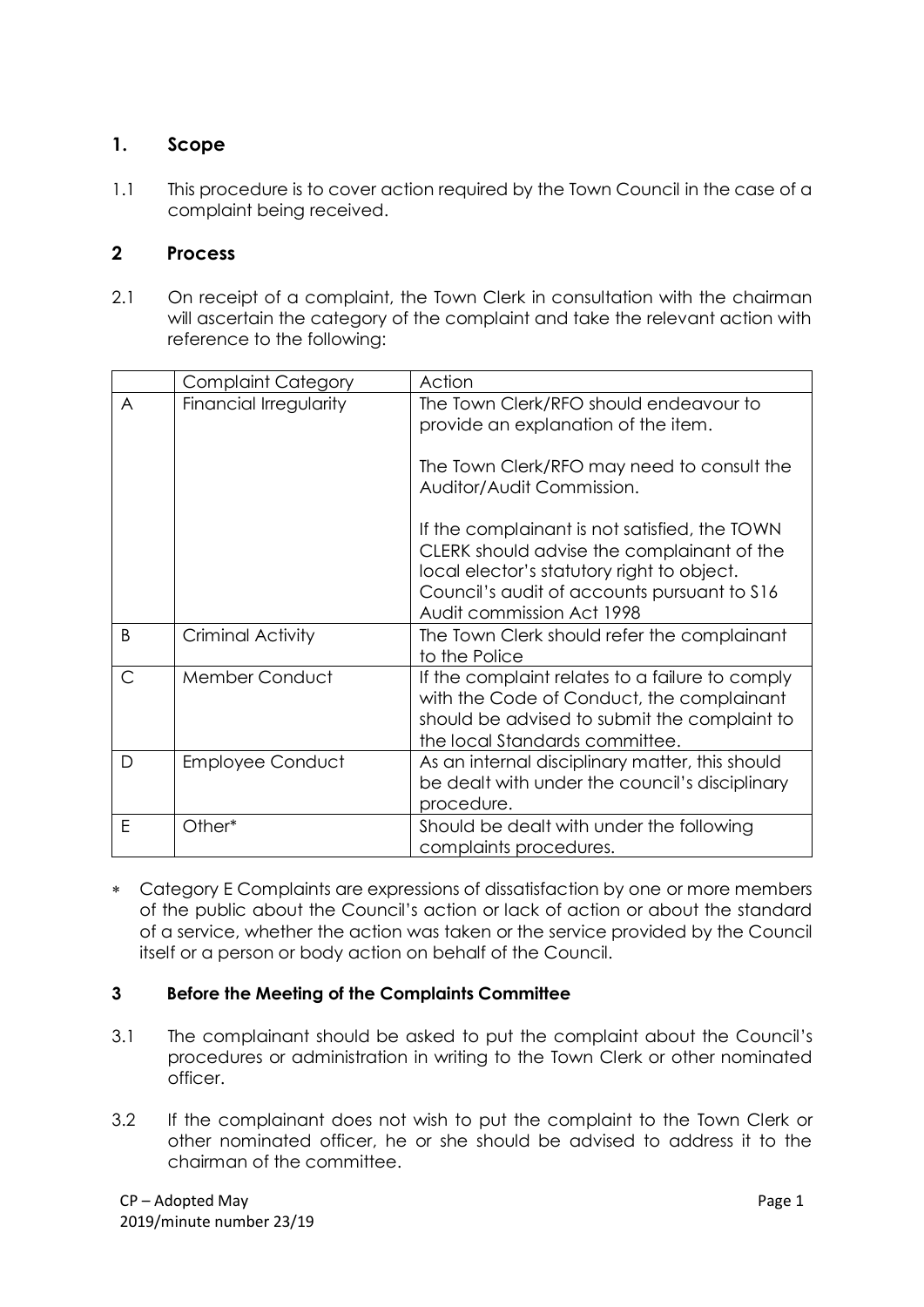## 1. Scope

1.1 This procedure is to cover action required by the Town Council in the case of a complaint being received.

## 2 Process

2.1 On receipt of a complaint, the Town Clerk in consultation with the chairman will ascertain the category of the complaint and take the relevant action with reference to the following:

| | Complaint Category | Action |
|---|---|---|
| A | Financial Irregularity | The Town Clerk/RFO should endeavour to provide an explanation of the item.<br><br>The Town Clerk/RFO may need to consult the Auditor/Audit Commission.<br><br>If the complainant is not satisfied, the TOWN CLERK should advise the complainant of the local elector's statutory right to object. Council's audit of accounts pursuant to S16 Audit commission Act 1998 |
| B | Criminal Activity | The Town Clerk should refer the complainant to the Police |
| C | Member Conduct | If the complaint relates to a failure to comply with the Code of Conduct, the complainant should be advised to submit the complaint to the local Standards committee. |
| D | Employee Conduct | As an internal disciplinary matter, this should be dealt with under the council's disciplinary procedure. |
| E | Other* | Should be dealt with under the following complaints procedures. |

* Category E Complaints are expressions of dissatisfaction by one or more members of the public about the Council's action or lack of action or about the standard of a service, whether the action was taken or the service provided by the Council itself or a person or body action on behalf of the Council.

### 3 Before the Meeting of the Complaints Committee

3.1 The complainant should be asked to put the complaint about the Council's procedures or administration in writing to the Town Clerk or other nominated officer.

3.2 If the complainant does not wish to put the complaint to the Town Clerk or other nominated officer, he or she should be advised to address it to the chairman of the committee.

CP – Adopted May 2019/minute number 23/19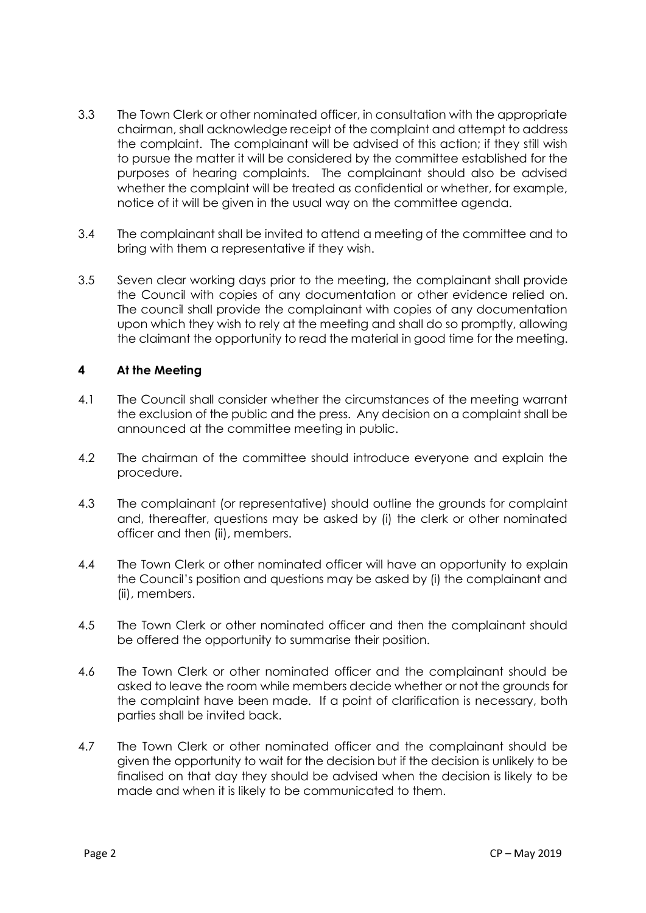3.3 The Town Clerk or other nominated officer, in consultation with the appropriate chairman, shall acknowledge receipt of the complaint and attempt to address the complaint. The complainant will be advised of this action; if they still wish to pursue the matter it will be considered by the committee established for the purposes of hearing complaints. The complainant should also be advised whether the complaint will be treated as confidential or whether, for example, notice of it will be given in the usual way on the committee agenda.

3.4 The complainant shall be invited to attend a meeting of the committee and to bring with them a representative if they wish.

3.5 Seven clear working days prior to the meeting, the complainant shall provide the Council with copies of any documentation or other evidence relied on. The council shall provide the complainant with copies of any documentation upon which they wish to rely at the meeting and shall do so promptly, allowing the claimant the opportunity to read the material in good time for the meeting.

## 4 At the Meeting

4.1 The Council shall consider whether the circumstances of the meeting warrant the exclusion of the public and the press. Any decision on a complaint shall be announced at the committee meeting in public.

4.2 The chairman of the committee should introduce everyone and explain the procedure.

4.3 The complainant (or representative) should outline the grounds for complaint and, thereafter, questions may be asked by (i) the clerk or other nominated officer and then (ii), members.

4.4 The Town Clerk or other nominated officer will have an opportunity to explain the Council's position and questions may be asked by (i) the complainant and (ii), members.

4.5 The Town Clerk or other nominated officer and then the complainant should be offered the opportunity to summarise their position.

4.6 The Town Clerk or other nominated officer and the complainant should be asked to leave the room while members decide whether or not the grounds for the complaint have been made. If a point of clarification is necessary, both parties shall be invited back.

4.7 The Town Clerk or other nominated officer and the complainant should be given the opportunity to wait for the decision but if the decision is unlikely to be finalised on that day they should be advised when the decision is likely to be made and when it is likely to be communicated to them.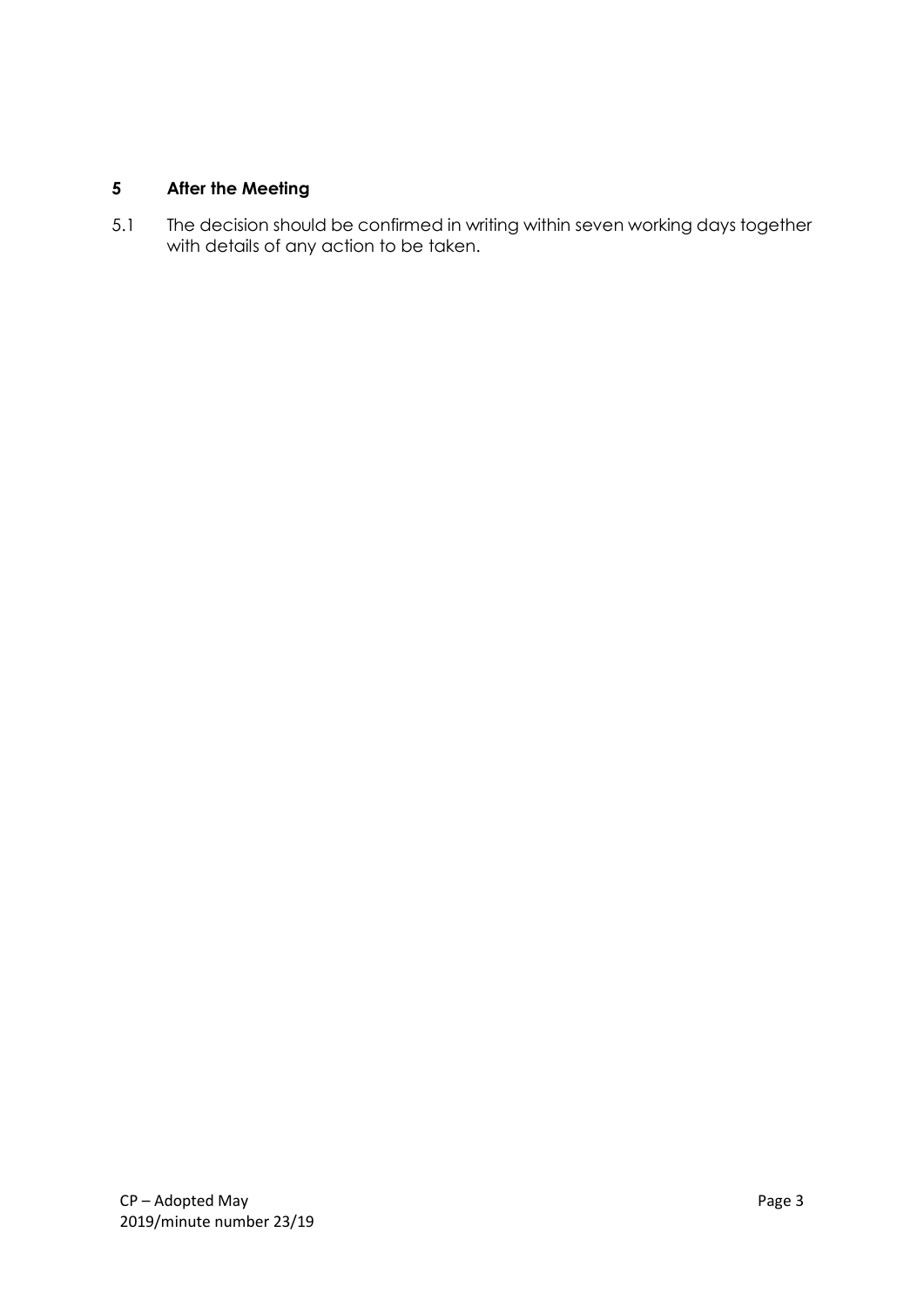## 5 After the Meeting

5.1 The decision should be confirmed in writing within seven working days together with details of any action to be taken.